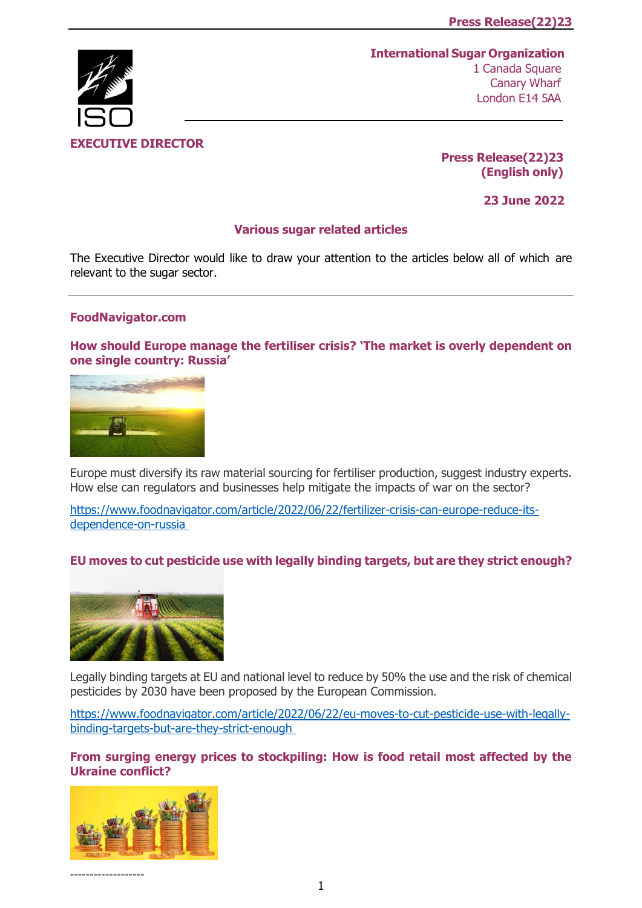**International Sugar Organization**
1 Canada Square
Canary Wharf
London E14 5AA

**EXECUTIVE DIRECTOR**

**Press Release(22)23**
**(English only)**

**23 June 2022**

## Various sugar related articles

The Executive Director would like to draw your attention to the articles below all of which are relevant to the sugar sector.

---

### FoodNavigator.com

### How should Europe manage the fertiliser crisis? 'The market is overly dependent on one single country: Russia'

Europe must diversify its raw material sourcing for fertiliser production, suggest industry experts. How else can regulators and businesses help mitigate the impacts of war on the sector?

https://www.foodnavigator.com/article/2022/06/22/fertilizer-crisis-can-europe-reduce-its-dependence-on-russia

### EU moves to cut pesticide use with legally binding targets, but are they strict enough?

Legally binding targets at EU and national level to reduce by 50% the use and the risk of chemical pesticides by 2030 have been proposed by the European Commission.

https://www.foodnavigator.com/article/2022/06/22/eu-moves-to-cut-pesticide-use-with-legally-binding-targets-but-are-they-strict-enough

### From surging energy prices to stockpiling: How is food retail most affected by the Ukraine conflict?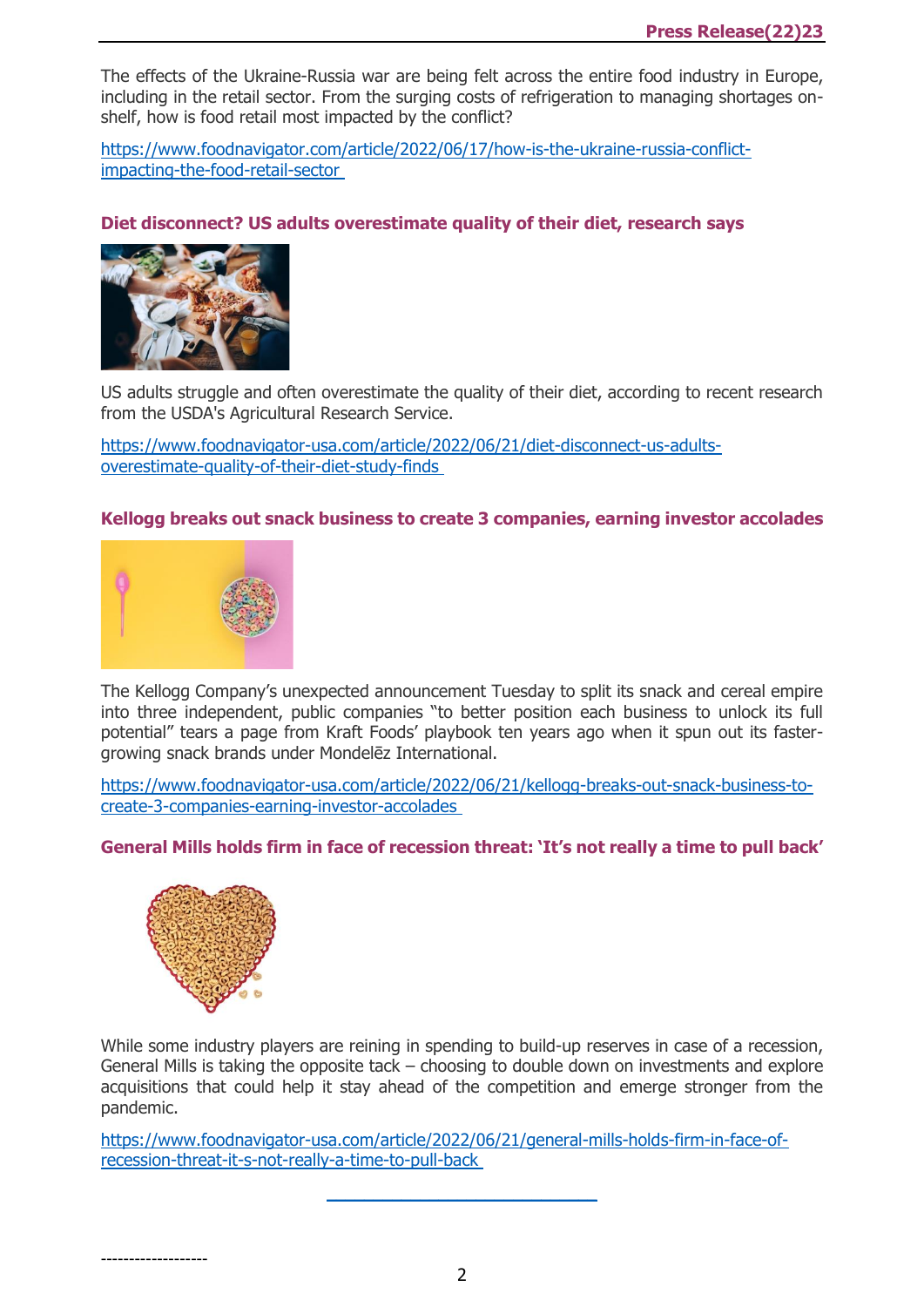The effects of the Ukraine-Russia war are being felt across the entire food industry in Europe, including in the retail sector. From the surging costs of refrigeration to managing shortages on-shelf, how is food retail most impacted by the conflict?

https://www.foodnavigator.com/article/2022/06/17/how-is-the-ukraine-russia-conflict-impacting-the-food-retail-sector

### Diet disconnect? US adults overestimate quality of their diet, research says

US adults struggle and often overestimate the quality of their diet, according to recent research from the USDA's Agricultural Research Service.

https://www.foodnavigator-usa.com/article/2022/06/21/diet-disconnect-us-adults-overestimate-quality-of-their-diet-study-finds

### Kellogg breaks out snack business to create 3 companies, earning investor accolades

The Kellogg Company's unexpected announcement Tuesday to split its snack and cereal empire into three independent, public companies "to better position each business to unlock its full potential" tears a page from Kraft Foods' playbook ten years ago when it spun out its faster-growing snack brands under Mondelēz International.

https://www.foodnavigator-usa.com/article/2022/06/21/kellogg-breaks-out-snack-business-to-create-3-companies-earning-investor-accolades

### General Mills holds firm in face of recession threat: 'It's not really a time to pull back'

While some industry players are reining in spending to build-up reserves in case of a recession, General Mills is taking the opposite tack – choosing to double down on investments and explore acquisitions that could help it stay ahead of the competition and emerge stronger from the pandemic.

https://www.foodnavigator-usa.com/article/2022/06/21/general-mills-holds-firm-in-face-of-recession-threat-it-s-not-really-a-time-to-pull-back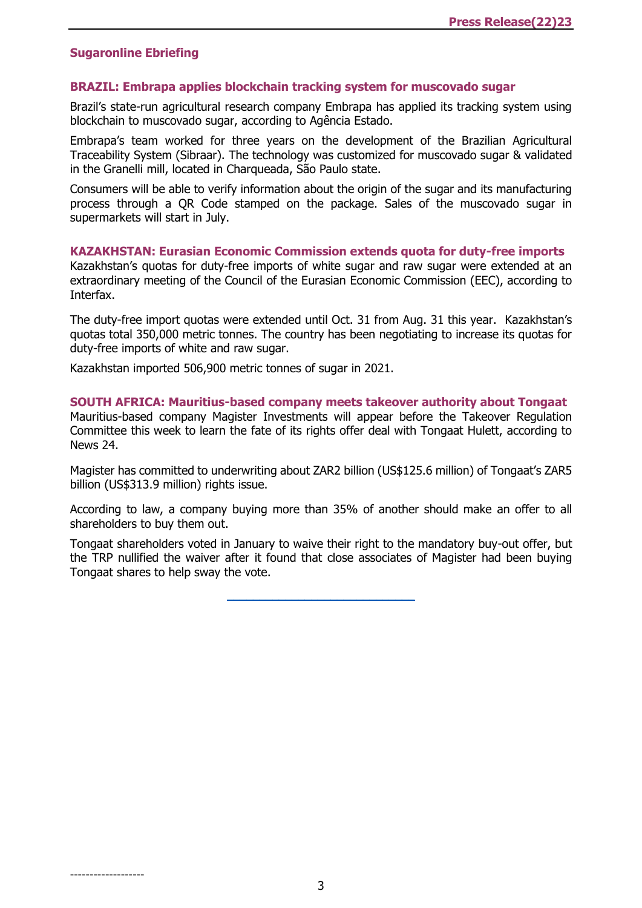**Sugaronline Ebriefing**

### BRAZIL: Embrapa applies blockchain tracking system for muscovado sugar

Brazil's state-run agricultural research company Embrapa has applied its tracking system using blockchain to muscovado sugar, according to Agência Estado.

Embrapa's team worked for three years on the development of the Brazilian Agricultural Traceability System (Sibraar). The technology was customized for muscovado sugar & validated in the Granelli mill, located in Charqueada, São Paulo state.

Consumers will be able to verify information about the origin of the sugar and its manufacturing process through a QR Code stamped on the package. Sales of the muscovado sugar in supermarkets will start in July.

### KAZAKHSTAN: Eurasian Economic Commission extends quota for duty-free imports

Kazakhstan's quotas for duty-free imports of white sugar and raw sugar were extended at an extraordinary meeting of the Council of the Eurasian Economic Commission (EEC), according to Interfax.

The duty-free import quotas were extended until Oct. 31 from Aug. 31 this year. Kazakhstan's quotas total 350,000 metric tonnes. The country has been negotiating to increase its quotas for duty-free imports of white and raw sugar.

Kazakhstan imported 506,900 metric tonnes of sugar in 2021.

### SOUTH AFRICA: Mauritius-based company meets takeover authority about Tongaat

Mauritius-based company Magister Investments will appear before the Takeover Regulation Committee this week to learn the fate of its rights offer deal with Tongaat Hulett, according to News 24.

Magister has committed to underwriting about ZAR2 billion (US$125.6 million) of Tongaat's ZAR5 billion (US$313.9 million) rights issue.

According to law, a company buying more than 35% of another should make an offer to all shareholders to buy them out.

Tongaat shareholders voted in January to waive their right to the mandatory buy-out offer, but the TRP nullified the waiver after it found that close associates of Magister had been buying Tongaat shares to help sway the vote.